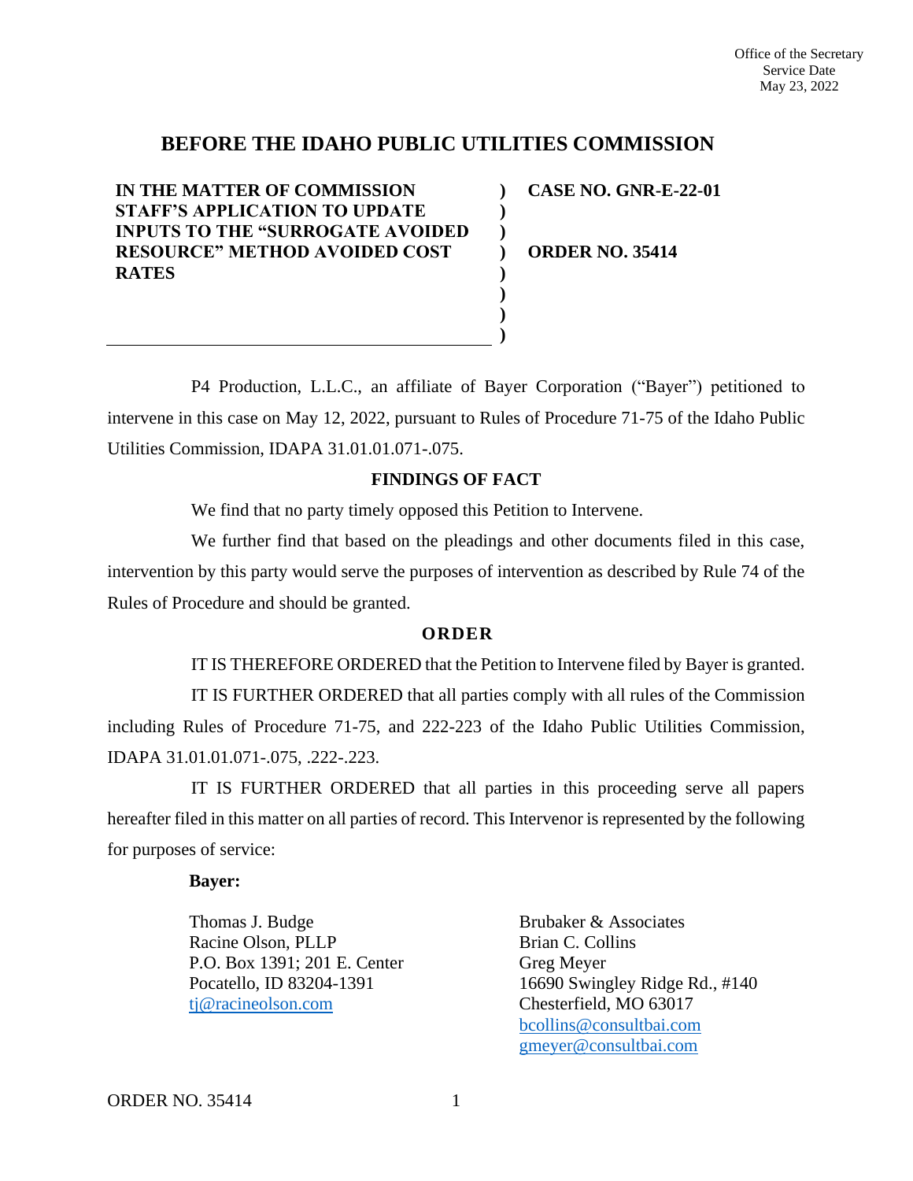Office of the Secretary
Service Date
May 23, 2022

# BEFORE THE IDAHO PUBLIC UTILITIES COMMISSION

| IN THE MATTER OF COMMISSION STAFF'S APPLICATION TO UPDATE INPUTS TO THE "SURROGATE AVOIDED RESOURCE" METHOD AVOIDED COST RATES | ) | CASE NO. GNR-E-22-01 ORDER NO. 35414 |
|---|---|---|

P4 Production, L.L.C., an affiliate of Bayer Corporation ("Bayer") petitioned to intervene in this case on May 12, 2022, pursuant to Rules of Procedure 71-75 of the Idaho Public Utilities Commission, IDAPA 31.01.01.071-.075.

## FINDINGS OF FACT

We find that no party timely opposed this Petition to Intervene.

We further find that based on the pleadings and other documents filed in this case, intervention by this party would serve the purposes of intervention as described by Rule 74 of the Rules of Procedure and should be granted.

## ORDER

IT IS THEREFORE ORDERED that the Petition to Intervene filed by Bayer is granted.

IT IS FURTHER ORDERED that all parties comply with all rules of the Commission including Rules of Procedure 71-75, and 222-223 of the Idaho Public Utilities Commission, IDAPA 31.01.01.071-.075, .222-.223.

IT IS FURTHER ORDERED that all parties in this proceeding serve all papers hereafter filed in this matter on all parties of record. This Intervenor is represented by the following for purposes of service:

**Bayer:**

Thomas J. Budge
Racine Olson, PLLP
P.O. Box 1391; 201 E. Center
Pocatello, ID 83204-1391
tj@racineolson.com

Brubaker & Associates
Brian C. Collins
Greg Meyer
16690 Swingley Ridge Rd., #140
Chesterfield, MO 63017
bcollins@consultbai.com
gmeyer@consultbai.com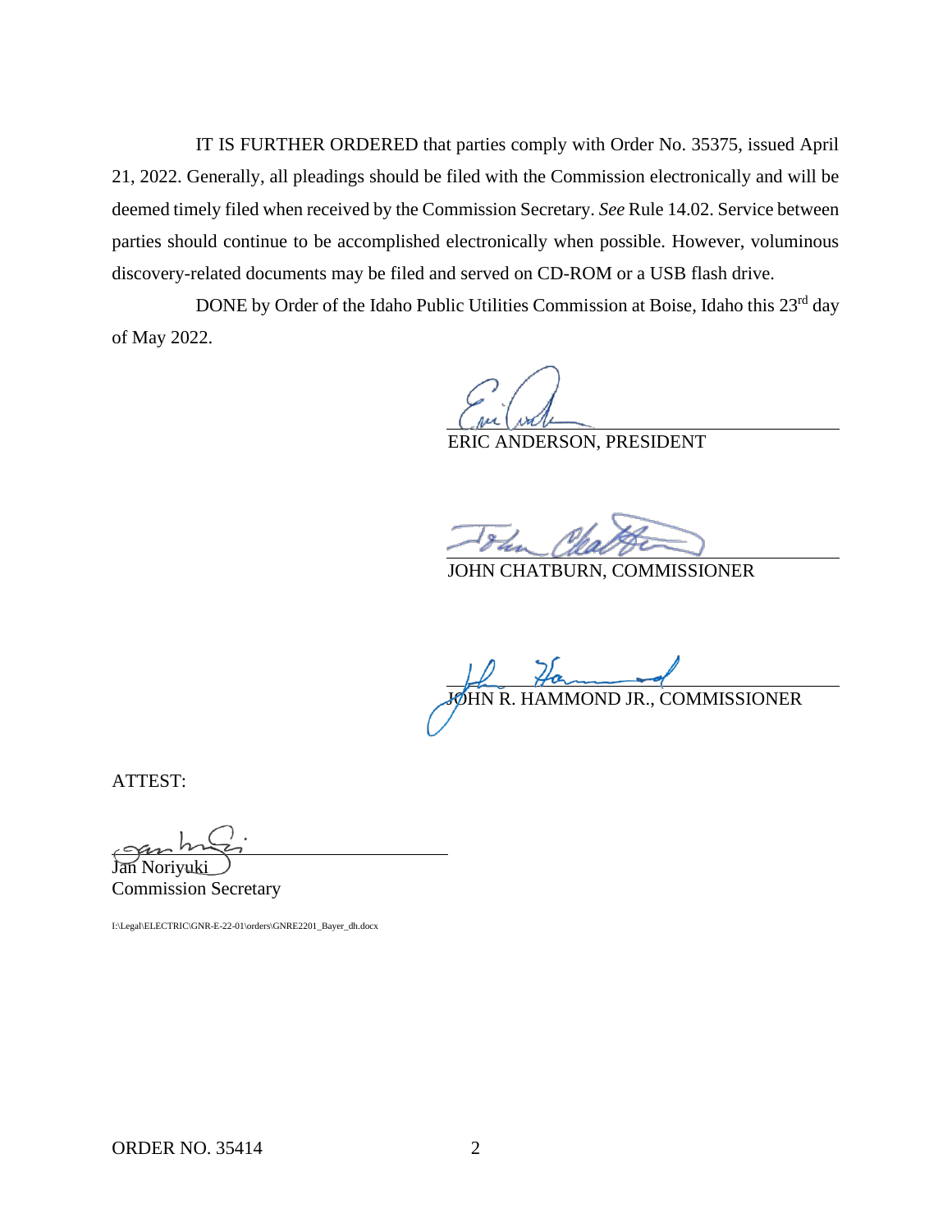IT IS FURTHER ORDERED that parties comply with Order No. 35375, issued April 21, 2022. Generally, all pleadings should be filed with the Commission electronically and will be deemed timely filed when received by the Commission Secretary. *See* Rule 14.02. Service between parties should continue to be accomplished electronically when possible. However, voluminous discovery-related documents may be filed and served on CD-ROM or a USB flash drive.

DONE by Order of the Idaho Public Utilities Commission at Boise, Idaho this 23rd day of May 2022.

ERIC ANDERSON, PRESIDENT

JOHN CHATBURN, COMMISSIONER

JOHN R. HAMMOND JR., COMMISSIONER

ATTEST:

Jan Noriyuki
Commission Secretary

I:\Legal\ELECTRIC\GNR-E-22-01\orders\GNRE2201_Bayer_dh.docx

ORDER NO. 35414